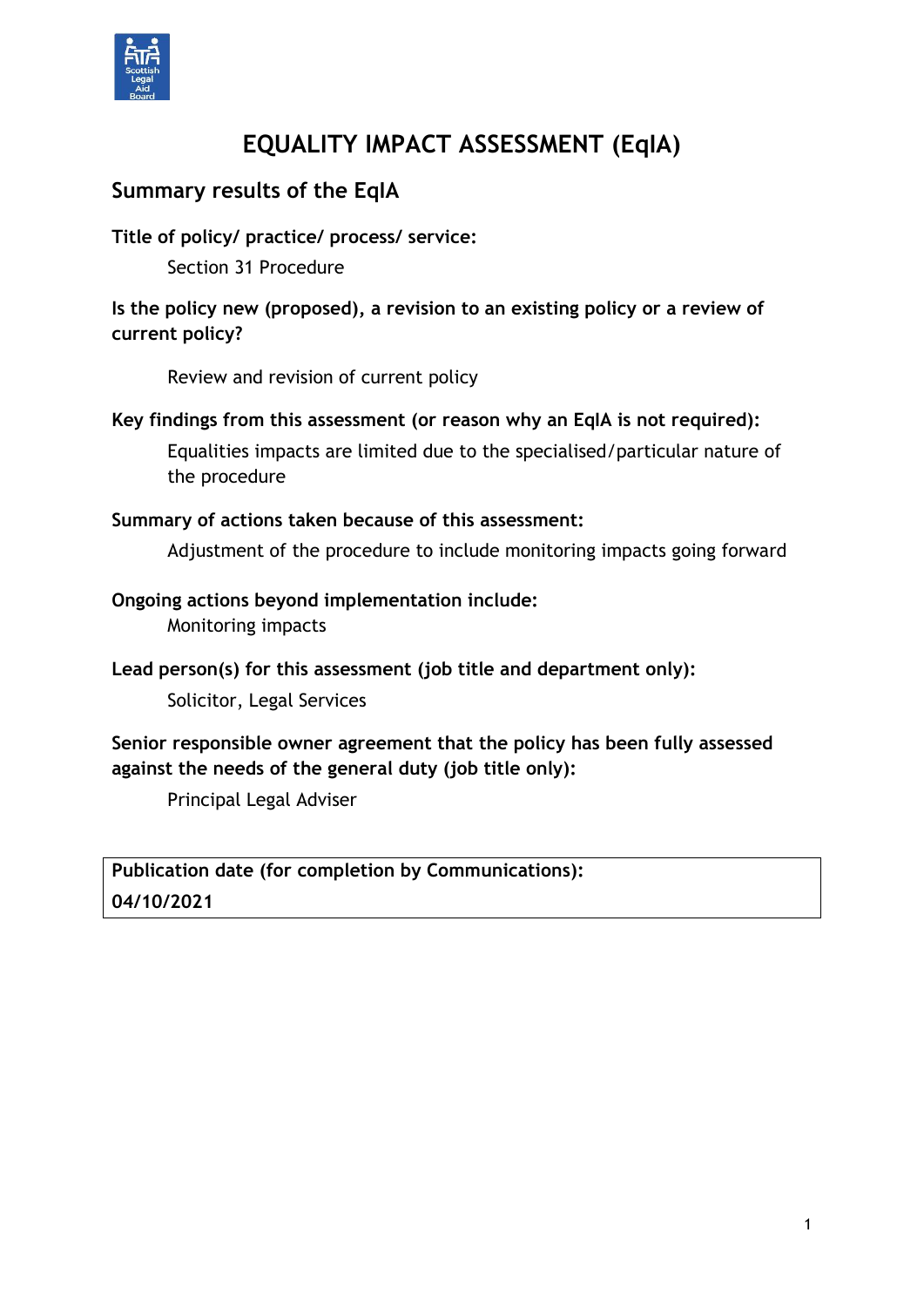# EQUALITY IMPACT ASSESSMENT (EqIA)

## Summary results of the EqIA

**Title of policy/ practice/ process/ service:**

Section 31 Procedure

**Is the policy new (proposed), a revision to an existing policy or a review of current policy?**

Review and revision of current policy

**Key findings from this assessment (or reason why an EqIA is not required):**

Equalities impacts are limited due to the specialised/particular nature of the procedure

**Summary of actions taken because of this assessment:**

Adjustment of the procedure to include monitoring impacts going forward

**Ongoing actions beyond implementation include:**

Monitoring impacts

**Lead person(s) for this assessment (job title and department only):**

Solicitor, Legal Services

**Senior responsible owner agreement that the policy has been fully assessed against the needs of the general duty (job title only):**

Principal Legal Adviser

| **Publication date (for completion by Communications):** |
|---|
| **04/10/2021** |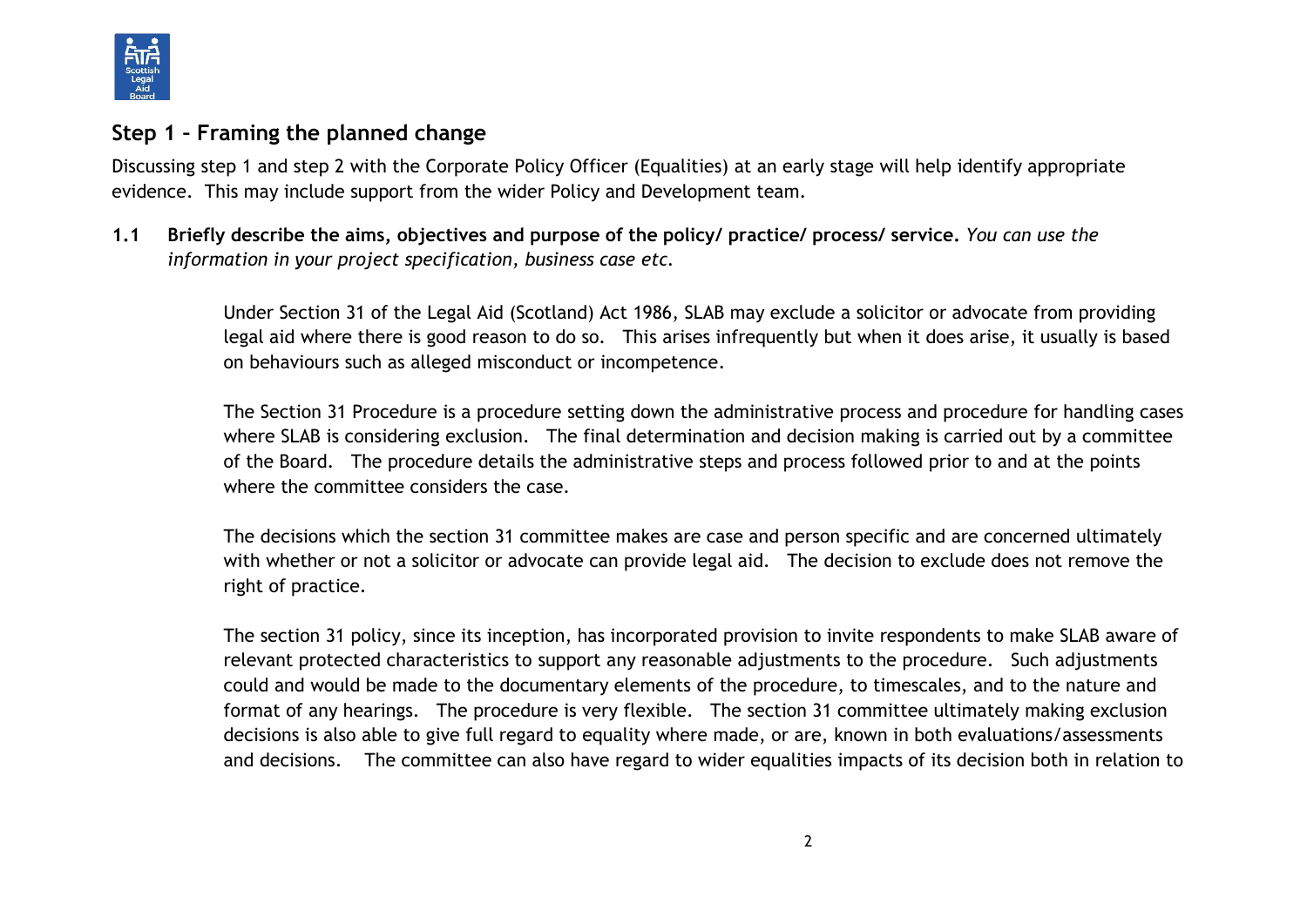## Step 1 – Framing the planned change

Discussing step 1 and step 2 with the Corporate Policy Officer (Equalities) at an early stage will help identify appropriate evidence. This may include support from the wider Policy and Development team.

**1.1 Briefly describe the aims, objectives and purpose of the policy/ practice/ process/ service.** *You can use the information in your project specification, business case etc.*

Under Section 31 of the Legal Aid (Scotland) Act 1986, SLAB may exclude a solicitor or advocate from providing legal aid where there is good reason to do so. This arises infrequently but when it does arise, it usually is based on behaviours such as alleged misconduct or incompetence.

The Section 31 Procedure is a procedure setting down the administrative process and procedure for handling cases where SLAB is considering exclusion. The final determination and decision making is carried out by a committee of the Board. The procedure details the administrative steps and process followed prior to and at the points where the committee considers the case.

The decisions which the section 31 committee makes are case and person specific and are concerned ultimately with whether or not a solicitor or advocate can provide legal aid. The decision to exclude does not remove the right of practice.

The section 31 policy, since its inception, has incorporated provision to invite respondents to make SLAB aware of relevant protected characteristics to support any reasonable adjustments to the procedure. Such adjustments could and would be made to the documentary elements of the procedure, to timescales, and to the nature and format of any hearings. The procedure is very flexible. The section 31 committee ultimately making exclusion decisions is also able to give full regard to equality where made, or are, known in both evaluations/assessments and decisions. The committee can also have regard to wider equalities impacts of its decision both in relation to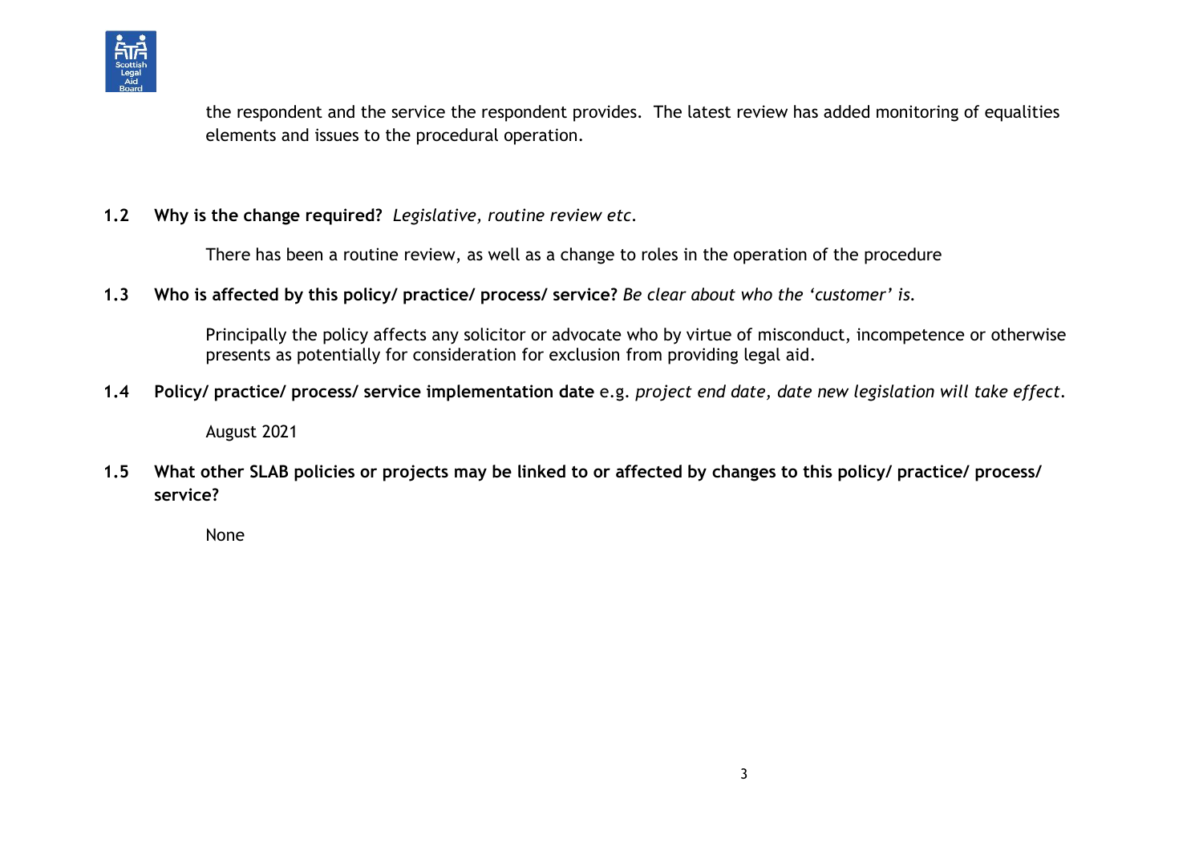the respondent and the service the respondent provides. The latest review has added monitoring of equalities elements and issues to the procedural operation.

**1.2 Why is the change required?** *Legislative, routine review etc.*

There has been a routine review, as well as a change to roles in the operation of the procedure

**1.3 Who is affected by this policy/ practice/ process/ service?** *Be clear about who the 'customer' is.*

Principally the policy affects any solicitor or advocate who by virtue of misconduct, incompetence or otherwise presents as potentially for consideration for exclusion from providing legal aid.

**1.4 Policy/ practice/ process/ service implementation date** e.g. *project end date, date new legislation will take effect.*

August 2021

**1.5 What other SLAB policies or projects may be linked to or affected by changes to this policy/ practice/ process/ service?**

None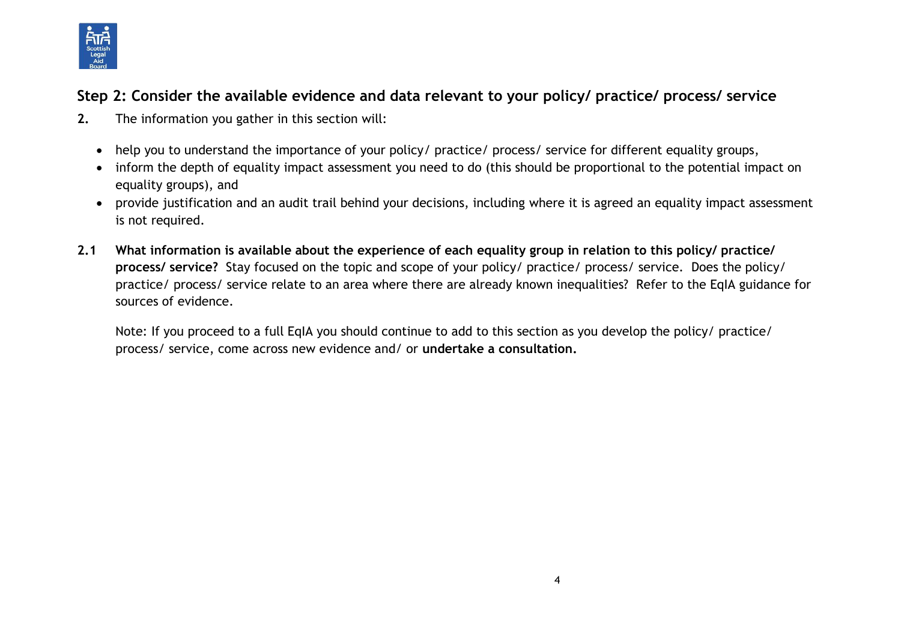## Step 2: Consider the available evidence and data relevant to your policy/ practice/ process/ service

**2.** The information you gather in this section will:

- help you to understand the importance of your policy/ practice/ process/ service for different equality groups,
- inform the depth of equality impact assessment you need to do (this should be proportional to the potential impact on equality groups), and
- provide justification and an audit trail behind your decisions, including where it is agreed an equality impact assessment is not required.

**2.1 What information is available about the experience of each equality group in relation to this policy/ practice/ process/ service?** Stay focused on the topic and scope of your policy/ practice/ process/ service. Does the policy/ practice/ process/ service relate to an area where there are already known inequalities? Refer to the EqIA guidance for sources of evidence.

Note: If you proceed to a full EqIA you should continue to add to this section as you develop the policy/ practice/ process/ service, come across new evidence and/ or **undertake a consultation.**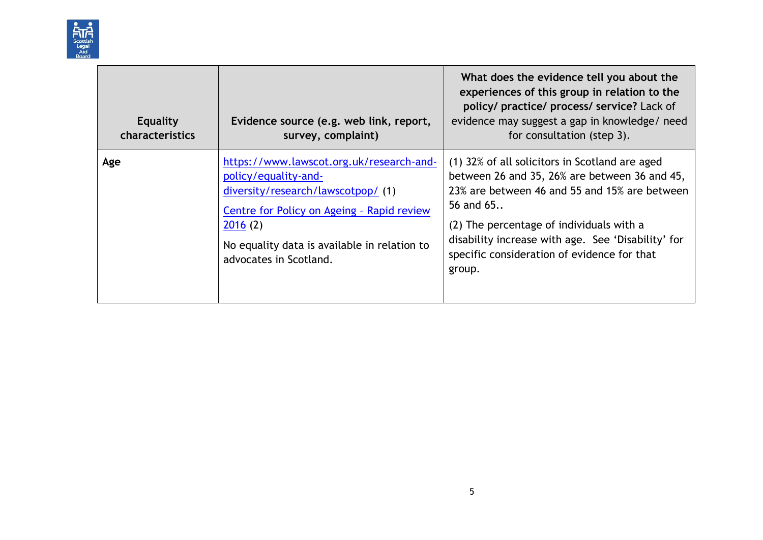| Equality characteristics | Evidence source (e.g. web link, report, survey, complaint) | **What does the evidence tell you about the experiences of this group in relation to the policy/ practice/ process/ service?** Lack of evidence may suggest a gap in knowledge/ need for consultation (step 3). |
|---|---|---|
| **Age** | https://www.lawscot.org.uk/research-and-policy/equality-and-diversity/research/lawscotpop/ (1)<br><br>Centre for Policy on Ageing – Rapid review 2016 (2)<br><br>No equality data is available in relation to advocates in Scotland. | (1) 32% of all solicitors in Scotland are aged between 26 and 35, 26% are between 36 and 45, 23% are between 46 and 55 and 15% are between 56 and 65..<br><br>(2) The percentage of individuals with a disability increase with age. See 'Disability' for specific consideration of evidence for that group. |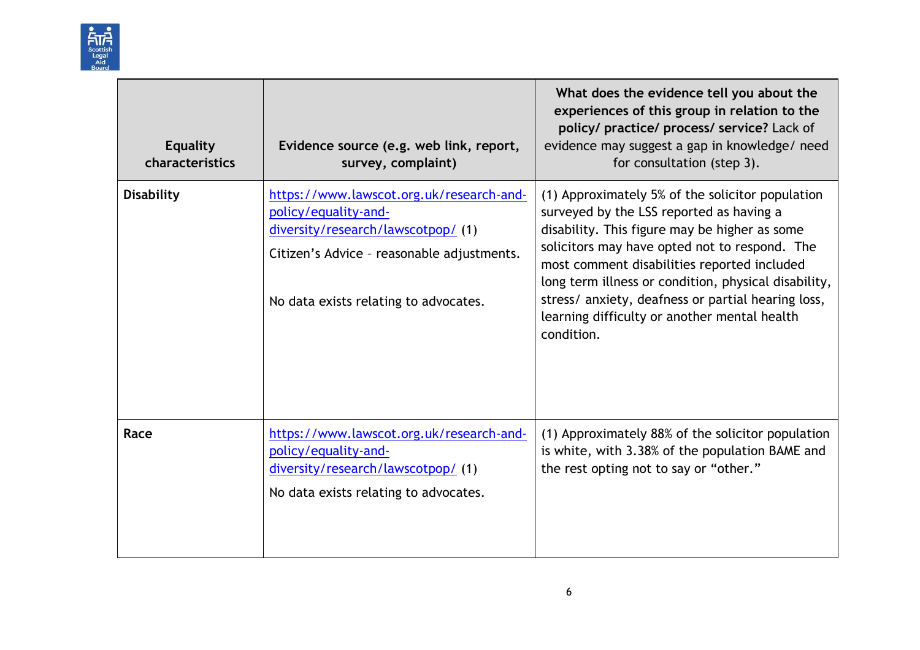| Equality characteristics | Evidence source (e.g. web link, report, survey, complaint) | **What does the evidence tell you about the experiences of this group in relation to the policy/ practice/ process/ service?** Lack of evidence may suggest a gap in knowledge/ need for consultation (step 3). |
|---|---|---|
| **Disability** | [https://www.lawscot.org.uk/research-and-policy/equality-and-diversity/research/lawscotpop/](https://www.lawscot.org.uk/research-and-policy/equality-and-diversity/research/lawscotpop/) (1)<br><br>Citizen's Advice – reasonable adjustments.<br><br>No data exists relating to advocates. | (1) Approximately 5% of the solicitor population surveyed by the LSS reported as having a disability. This figure may be higher as some solicitors may have opted not to respond. The most comment disabilities reported included long term illness or condition, physical disability, stress/ anxiety, deafness or partial hearing loss, learning difficulty or another mental health condition. |
| **Race** | [https://www.lawscot.org.uk/research-and-policy/equality-and-diversity/research/lawscotpop/](https://www.lawscot.org.uk/research-and-policy/equality-and-diversity/research/lawscotpop/) (1)<br><br>No data exists relating to advocates. | (1) Approximately 88% of the solicitor population is white, with 3.38% of the population BAME and the rest opting not to say or "other." |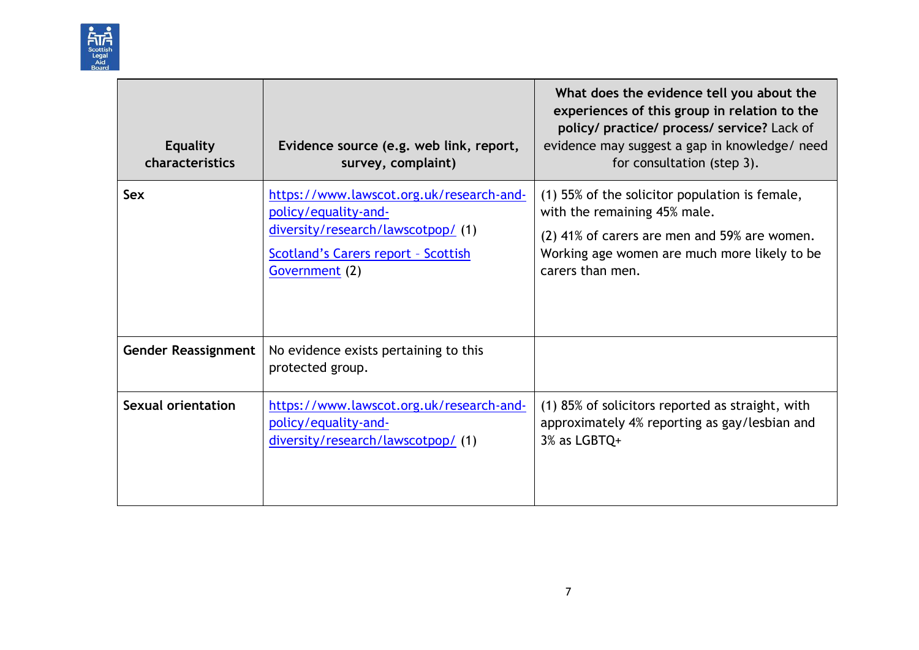| Equality characteristics | Evidence source (e.g. web link, report, survey, complaint) | **What does the evidence tell you about the experiences of this group in relation to the policy/ practice/ process/ service?** Lack of evidence may suggest a gap in knowledge/ need for consultation (step 3). |
|---|---|---|
| **Sex** | [https://www.lawscot.org.uk/research-and-policy/equality-and-diversity/research/lawscotpop/](https://www.lawscot.org.uk/research-and-policy/equality-and-diversity/research/lawscotpop/) (1) <br> Scotland's Carers report – Scottish Government (2) | (1) 55% of the solicitor population is female, with the remaining 45% male. <br> (2) 41% of carers are men and 59% are women. Working age women are much more likely to be carers than men. |
| **Gender Reassignment** | No evidence exists pertaining to this protected group. | |
| **Sexual orientation** | [https://www.lawscot.org.uk/research-and-policy/equality-and-diversity/research/lawscotpop/](https://www.lawscot.org.uk/research-and-policy/equality-and-diversity/research/lawscotpop/) (1) | (1) 85% of solicitors reported as straight, with approximately 4% reporting as gay/lesbian and 3% as LGBTQ+ |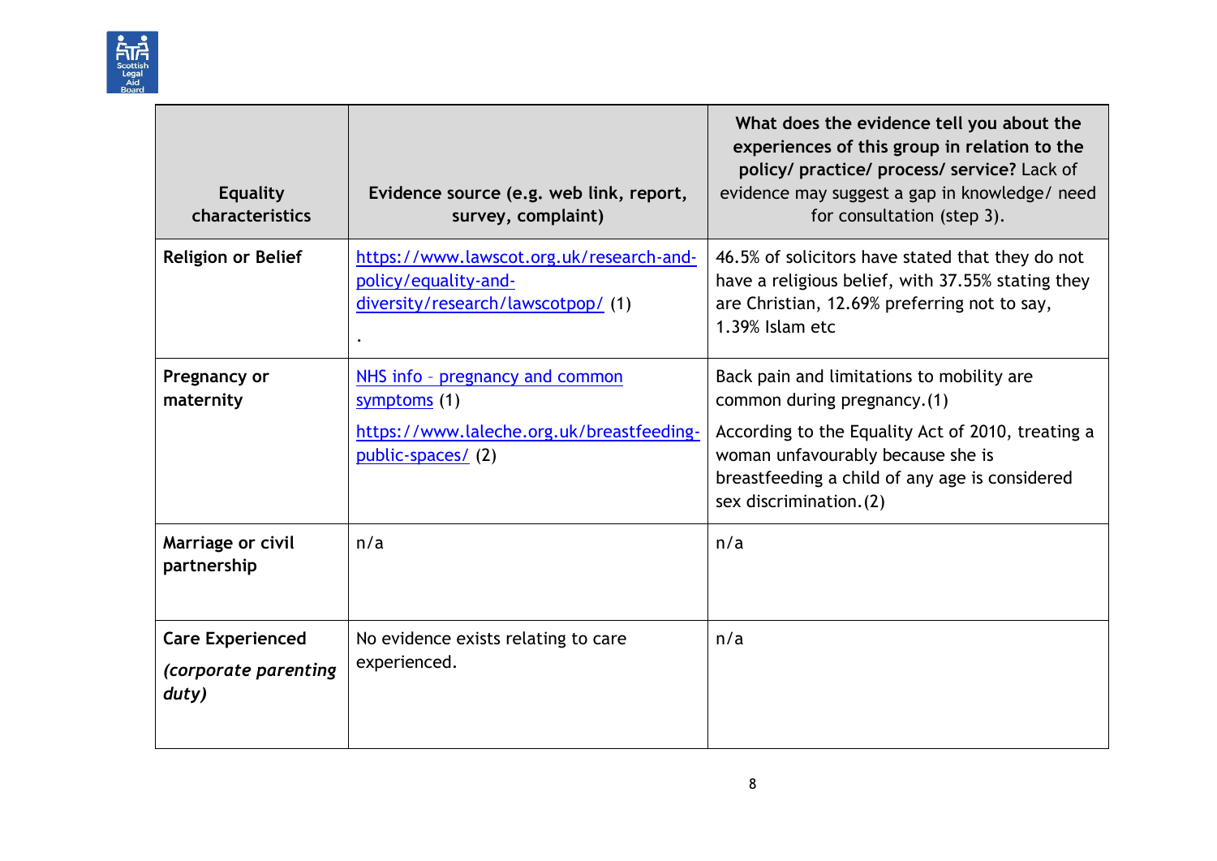| Equality characteristics | Evidence source (e.g. web link, report, survey, complaint) | **What does the evidence tell you about the experiences of this group in relation to the policy/ practice/ process/ service?** Lack of evidence may suggest a gap in knowledge/ need for consultation (step 3). |
|---|---|---|
| **Religion or Belief** | https://www.lawscot.org.uk/research-and-policy/equality-and-diversity/research/lawscotpop/ (1)<br><br>. | 46.5% of solicitors have stated that they do not have a religious belief, with 37.55% stating they are Christian, 12.69% preferring not to say, 1.39% Islam etc |
| **Pregnancy or maternity** | NHS info – pregnancy and common symptoms (1)<br><br>https://www.laleche.org.uk/breastfeeding-public-spaces/ (2) | Back pain and limitations to mobility are common during pregnancy.(1)<br><br>According to the Equality Act of 2010, treating a woman unfavourably because she is breastfeeding a child of any age is considered sex discrimination.(2) |
| **Marriage or civil partnership** | n/a | n/a |
| **Care Experienced**<br><br>***(corporate parenting duty)*** | No evidence exists relating to care experienced. | n/a |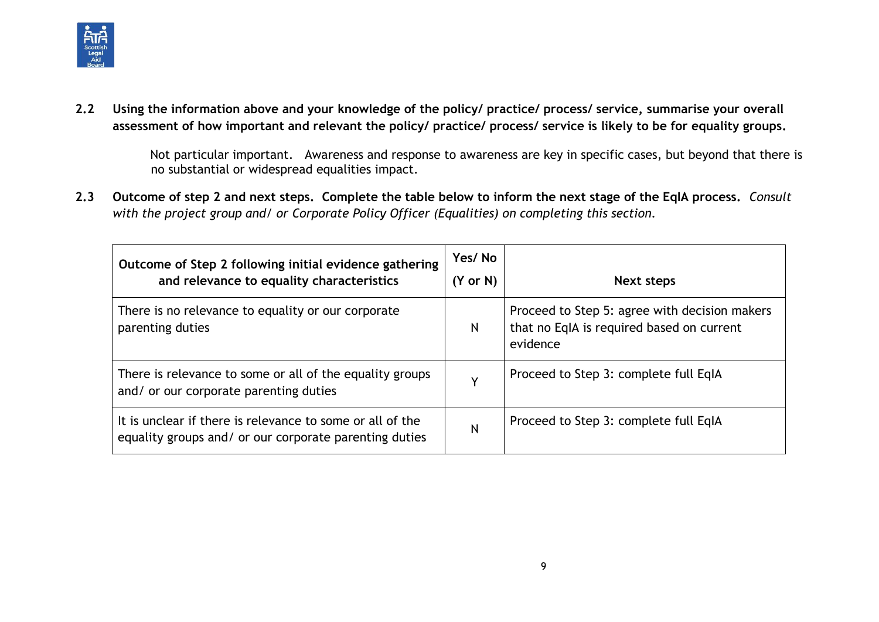**2.2 Using the information above and your knowledge of the policy/ practice/ process/ service, summarise your overall assessment of how important and relevant the policy/ practice/ process/ service is likely to be for equality groups.**

Not particular important. Awareness and response to awareness are key in specific cases, but beyond that there is no substantial or widespread equalities impact.

**2.3 Outcome of step 2 and next steps. Complete the table below to inform the next stage of the EqIA process.** *Consult with the project group and/ or Corporate Policy Officer (Equalities) on completing this section.*

| Outcome of Step 2 following initial evidence gathering and relevance to equality characteristics | Yes/ No (Y or N) | Next steps |
|---|---|---|
| There is no relevance to equality or our corporate parenting duties | N | Proceed to Step 5: agree with decision makers that no EqIA is required based on current evidence |
| There is relevance to some or all of the equality groups and/ or our corporate parenting duties | Y | Proceed to Step 3: complete full EqIA |
| It is unclear if there is relevance to some or all of the equality groups and/ or our corporate parenting duties | N | Proceed to Step 3: complete full EqIA |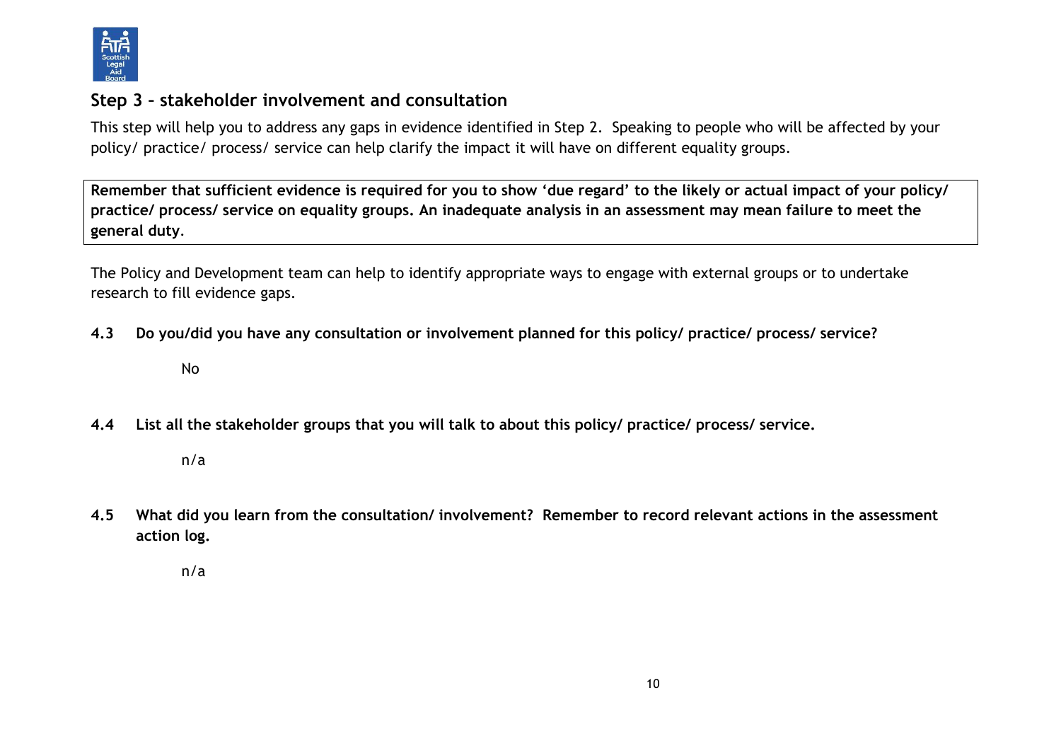## Step 3 – stakeholder involvement and consultation

This step will help you to address any gaps in evidence identified in Step 2. Speaking to people who will be affected by your policy/ practice/ process/ service can help clarify the impact it will have on different equality groups.

> **Remember that sufficient evidence is required for you to show 'due regard' to the likely or actual impact of your policy/ practice/ process/ service on equality groups. An inadequate analysis in an assessment may mean failure to meet the general duty**.

The Policy and Development team can help to identify appropriate ways to engage with external groups or to undertake research to fill evidence gaps.

**4.3 Do you/did you have any consultation or involvement planned for this policy/ practice/ process/ service?**

No

**4.4 List all the stakeholder groups that you will talk to about this policy/ practice/ process/ service.**

n/a

**4.5 What did you learn from the consultation/ involvement? Remember to record relevant actions in the assessment action log.**

n/a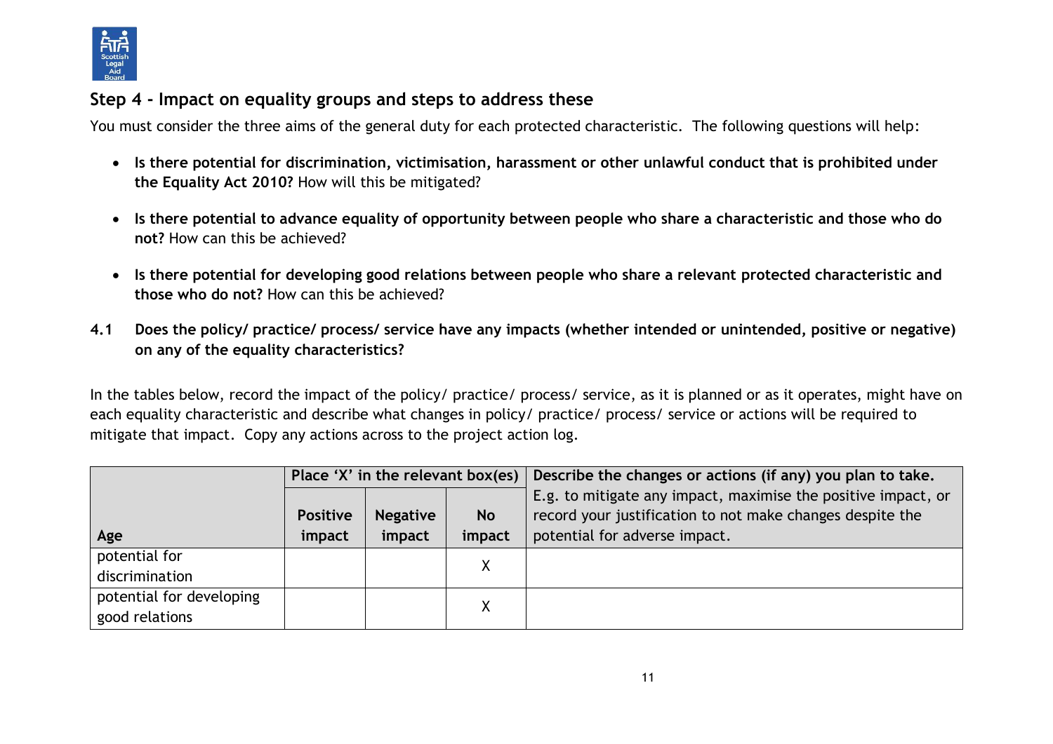## Step 4 - Impact on equality groups and steps to address these

You must consider the three aims of the general duty for each protected characteristic. The following questions will help:

- **Is there potential for discrimination, victimisation, harassment or other unlawful conduct that is prohibited under the Equality Act 2010?** How will this be mitigated?
- **Is there potential to advance equality of opportunity between people who share a characteristic and those who do not?** How can this be achieved?
- **Is there potential for developing good relations between people who share a relevant protected characteristic and those who do not?** How can this be achieved?

**4.1 Does the policy/ practice/ process/ service have any impacts (whether intended or unintended, positive or negative) on any of the equality characteristics?**

In the tables below, record the impact of the policy/ practice/ process/ service, as it is planned or as it operates, might have on each equality characteristic and describe what changes in policy/ practice/ process/ service or actions will be required to mitigate that impact. Copy any actions across to the project action log.

| | **Place 'X' in the relevant box(es)** | | | **Describe the changes or actions (if any) you plan to take.** E.g. to mitigate any impact, maximise the positive impact, or record your justification to not make changes despite the potential for adverse impact. |
|---|---|---|---|---|
| **Age** | **Positive impact** | **Negative impact** | **No impact** | |
| potential for discrimination | | | X | |
| potential for developing good relations | | | X | |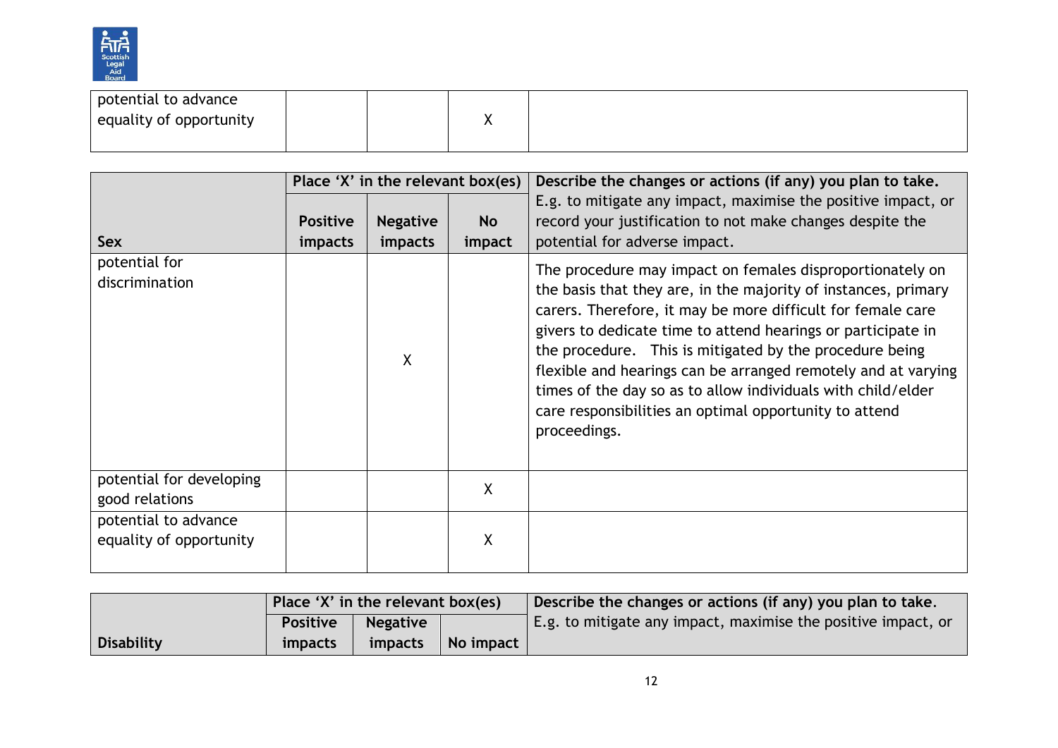| | | | | |
|---|---|---|---|---|
| potential to advance equality of opportunity | | | X | |

| Sex | Place 'X' in the relevant box(es) | | | Describe the changes or actions (if any) you plan to take. E.g. to mitigate any impact, maximise the positive impact, or record your justification to not make changes despite the potential for adverse impact. |
|---|---|---|---|---|
| | Positive impacts | Negative impacts | No impact | |
| potential for discrimination | | X | | The procedure may impact on females disproportionately on the basis that they are, in the majority of instances, primary carers. Therefore, it may be more difficult for female care givers to dedicate time to attend hearings or participate in the procedure. This is mitigated by the procedure being flexible and hearings can be arranged remotely and at varying times of the day so as to allow individuals with child/elder care responsibilities an optimal opportunity to attend proceedings. |
| potential for developing good relations | | | X | |
| potential to advance equality of opportunity | | | X | |

| Disability | Place 'X' in the relevant box(es) | | | Describe the changes or actions (if any) you plan to take. E.g. to mitigate any impact, maximise the positive impact, or |
|---|---|---|---|---|
| | Positive impacts | Negative impacts | No impact | |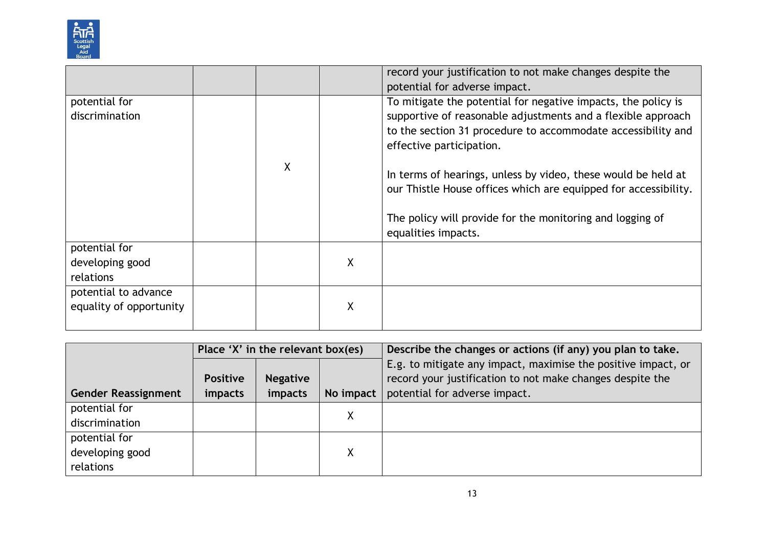| | | | | record your justification to not make changes despite the potential for adverse impact. |
|---|---|---|---|---|
| potential for discrimination | | X | | To mitigate the potential for negative impacts, the policy is supportive of reasonable adjustments and a flexible approach to the section 31 procedure to accommodate accessibility and effective participation.<br><br>In terms of hearings, unless by video, these would be held at our Thistle House offices which are equipped for accessibility.<br><br>The policy will provide for the monitoring and logging of equalities impacts. |
| potential for developing good relations | | | X | |
| potential to advance equality of opportunity | | | X | |

| | Place 'X' in the relevant box(es) | | | Describe the changes or actions (if any) you plan to take. |
|---|---|---|---|---|
| **Gender Reassignment** | **Positive impacts** | **Negative impacts** | **No impact** | E.g. to mitigate any impact, maximise the positive impact, or record your justification to not make changes despite the potential for adverse impact. |
| potential for discrimination | | | X | |
| potential for developing good relations | | | X | |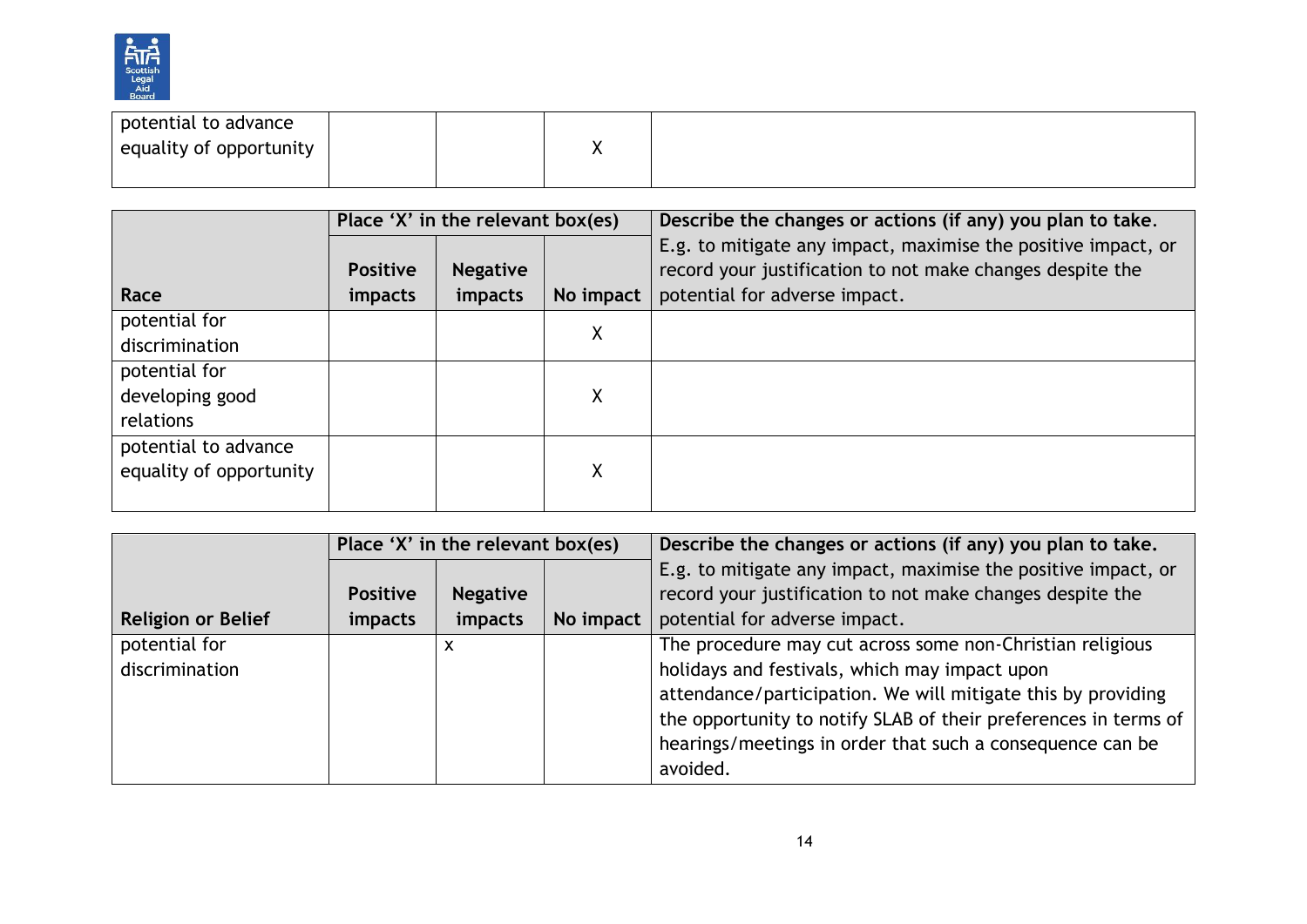| | | | | |
|---|---|---|---|---|
| potential to advance equality of opportunity | | | X | |

| Race | Place 'X' in the relevant box(es) | | | Describe the changes or actions (if any) you plan to take. E.g. to mitigate any impact, maximise the positive impact, or record your justification to not make changes despite the potential for adverse impact. |
|---|---|---|---|---|
| | **Positive impacts** | **Negative impacts** | **No impact** | |
| potential for discrimination | | | X | |
| potential for developing good relations | | | X | |
| potential to advance equality of opportunity | | | X | |

| Religion or Belief | Place 'X' in the relevant box(es) | | | Describe the changes or actions (if any) you plan to take. E.g. to mitigate any impact, maximise the positive impact, or record your justification to not make changes despite the potential for adverse impact. |
|---|---|---|---|---|
| | **Positive impacts** | **Negative impacts** | **No impact** | |
| potential for discrimination | | x | | The procedure may cut across some non-Christian religious holidays and festivals, which may impact upon attendance/participation. We will mitigate this by providing the opportunity to notify SLAB of their preferences in terms of hearings/meetings in order that such a consequence can be avoided. |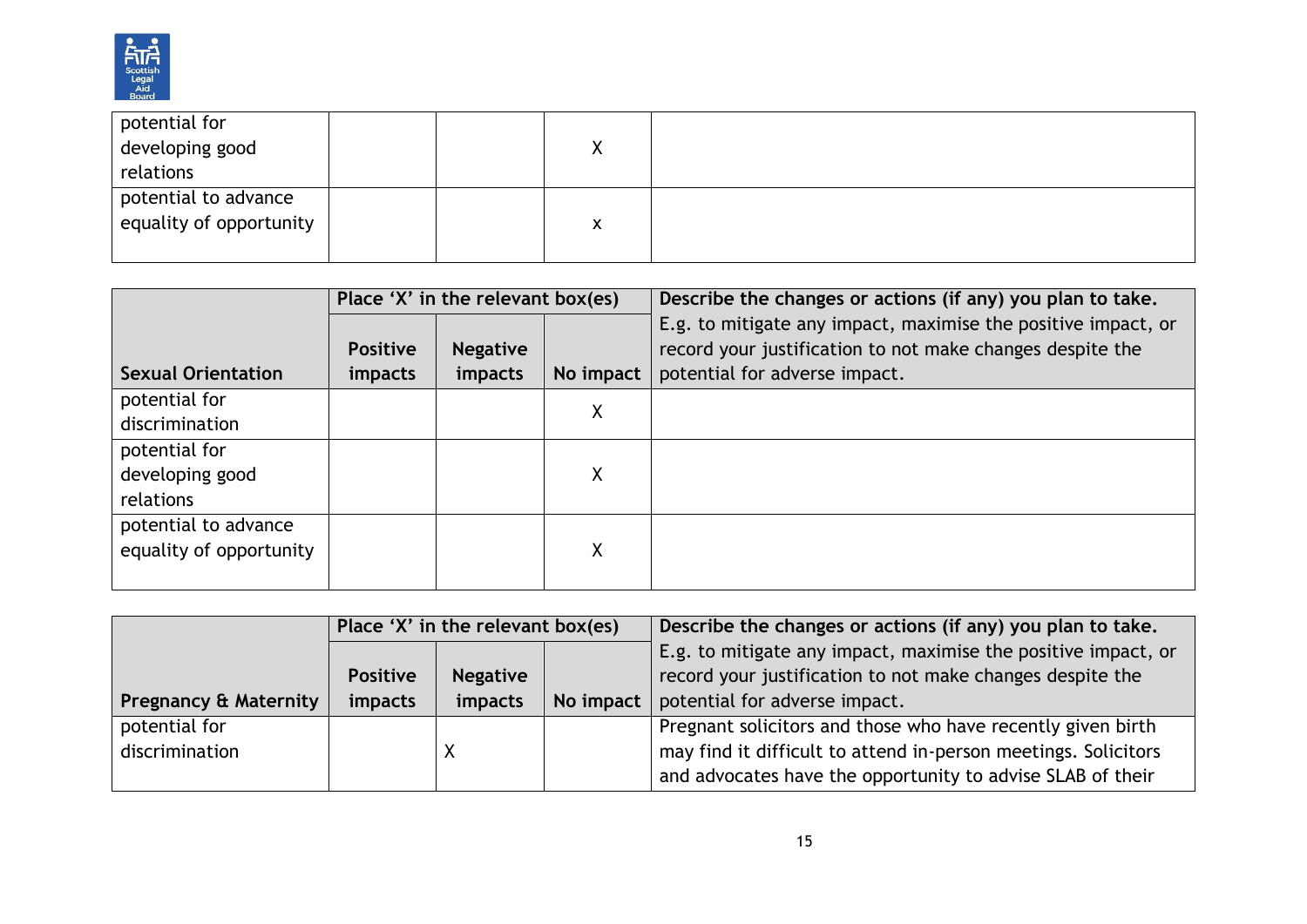| | | | | |
|---|---|---|---|---|
| potential for developing good relations | | | X | |
| potential to advance equality of opportunity | | | x | |

| Sexual Orientation | Place 'X' in the relevant box(es) | | | Describe the changes or actions (if any) you plan to take. E.g. to mitigate any impact, maximise the positive impact, or record your justification to not make changes despite the potential for adverse impact. |
|---|---|---|---|---|
| | Positive impacts | Negative impacts | No impact | |
| potential for discrimination | | | X | |
| potential for developing good relations | | | X | |
| potential to advance equality of opportunity | | | X | |

| Pregnancy & Maternity | Place 'X' in the relevant box(es) | | | Describe the changes or actions (if any) you plan to take. E.g. to mitigate any impact, maximise the positive impact, or record your justification to not make changes despite the potential for adverse impact. |
|---|---|---|---|---|
| | Positive impacts | Negative impacts | No impact | |
| potential for discrimination | | X | | Pregnant solicitors and those who have recently given birth may find it difficult to attend in-person meetings. Solicitors and advocates have the opportunity to advise SLAB of their |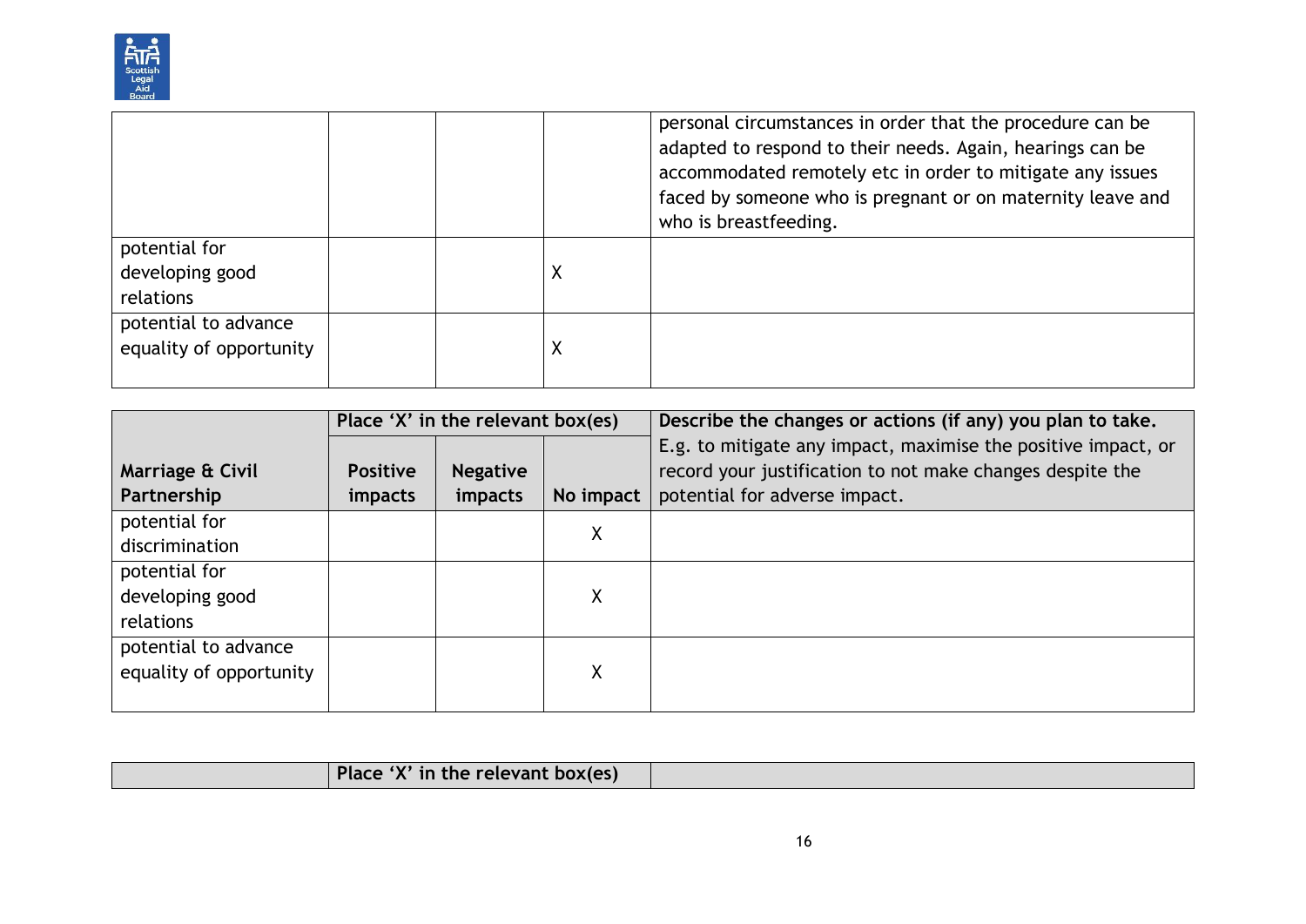| | | | | |
|---|---|---|---|---|
| | | | | personal circumstances in order that the procedure can be adapted to respond to their needs. Again, hearings can be accommodated remotely etc in order to mitigate any issues faced by someone who is pregnant or on maternity leave and who is breastfeeding. |
| potential for developing good relations | | | X | |
| potential to advance equality of opportunity | | | X | |

| Marriage & Civil Partnership | Place 'X' in the relevant box(es) | | | Describe the changes or actions (if any) you plan to take. E.g. to mitigate any impact, maximise the positive impact, or record your justification to not make changes despite the potential for adverse impact. |
|---|---|---|---|---|
| | **Positive impacts** | **Negative impacts** | **No impact** | |
| potential for discrimination | | | X | |
| potential for developing good relations | | | X | |
| potential to advance equality of opportunity | | | X | |

| | Place 'X' in the relevant box(es) | | | |
|---|---|---|---|---|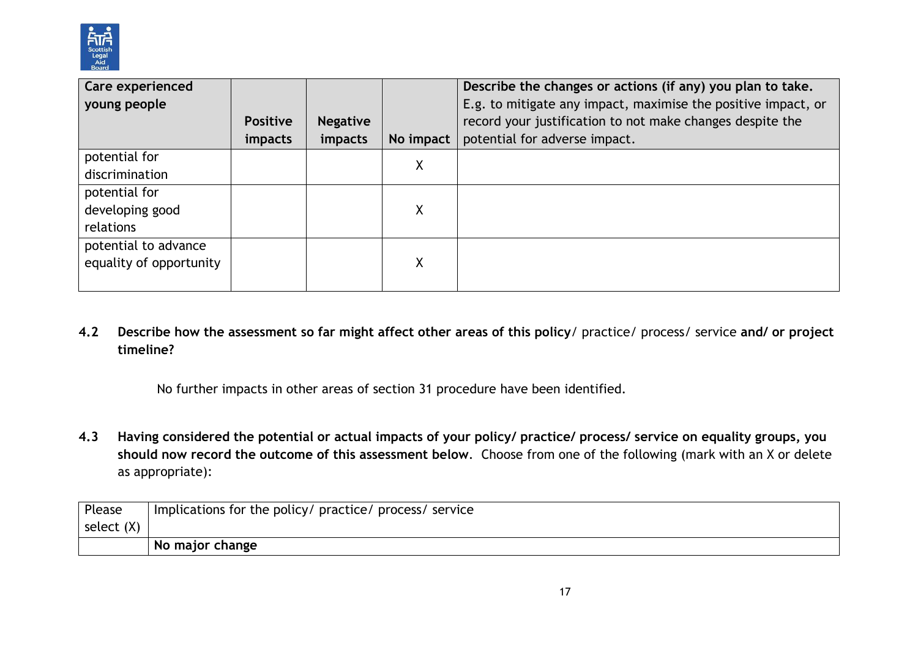| Care experienced young people | Positive impacts | Negative impacts | No impact | **Describe the changes or actions (if any) you plan to take.** E.g. to mitigate any impact, maximise the positive impact, or record your justification to not make changes despite the potential for adverse impact. |
|---|---|---|---|---|
| potential for discrimination | | | X | |
| potential for developing good relations | | | X | |
| potential to advance equality of opportunity | | | X | |

**4.2 Describe how the assessment so far might affect other areas of this policy**/ practice/ process/ service **and/ or project timeline?**

No further impacts in other areas of section 31 procedure have been identified.

**4.3 Having considered the potential or actual impacts of your policy/ practice/ process/ service on equality groups, you should now record the outcome of this assessment below.** Choose from one of the following (mark with an X or delete as appropriate):

| Please select (X) | Implications for the policy/ practice/ process/ service |
|---|---|
| | **No major change** |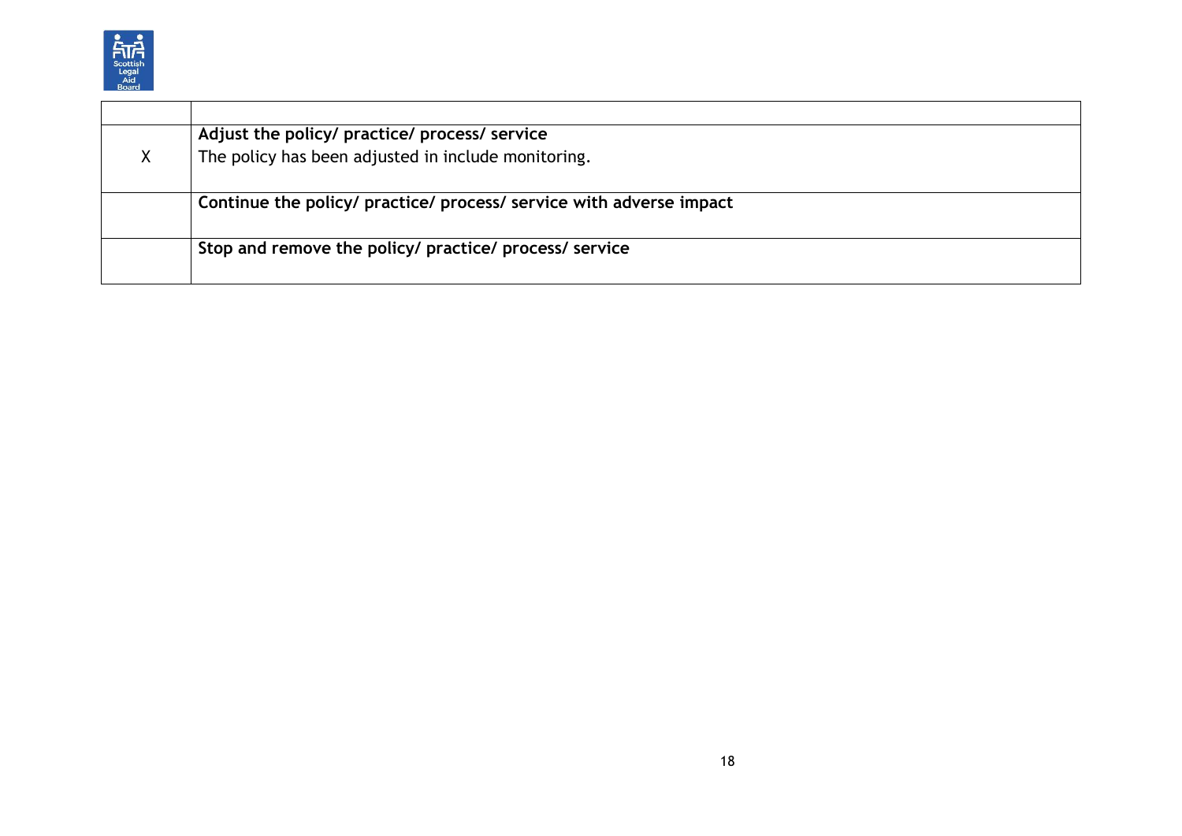| | |
|---|---|
| X | **Adjust the policy/ practice/ process/ service**<br>The policy has been adjusted in include monitoring. |
| | **Continue the policy/ practice/ process/ service with adverse impact** |
| | **Stop and remove the policy/ practice/ process/ service** |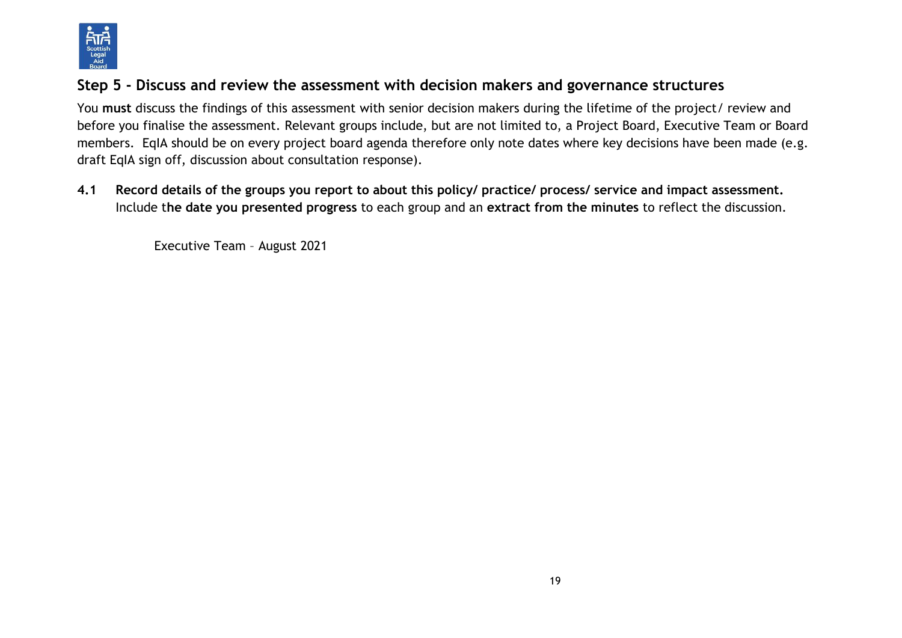## Step 5 - Discuss and review the assessment with decision makers and governance structures

You **must** discuss the findings of this assessment with senior decision makers during the lifetime of the project/ review and before you finalise the assessment. Relevant groups include, but are not limited to, a Project Board, Executive Team or Board members. EqIA should be on every project board agenda therefore only note dates where key decisions have been made (e.g. draft EqIA sign off, discussion about consultation response).

**4.1 Record details of the groups you report to about this policy/ practice/ process/ service and impact assessment.** Include t**he date you presented progress** to each group and an **extract from the minutes** to reflect the discussion.

Executive Team – August 2021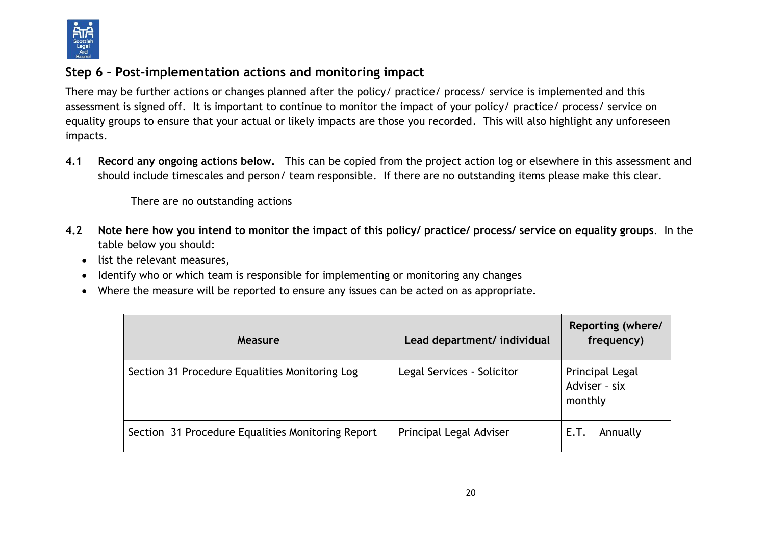## Step 6 – Post-implementation actions and monitoring impact

There may be further actions or changes planned after the policy/ practice/ process/ service is implemented and this assessment is signed off. It is important to continue to monitor the impact of your policy/ practice/ process/ service on equality groups to ensure that your actual or likely impacts are those you recorded. This will also highlight any unforeseen impacts.

**4.1 Record any ongoing actions below.** This can be copied from the project action log or elsewhere in this assessment and should include timescales and person/ team responsible. If there are no outstanding items please make this clear.

There are no outstanding actions

**4.2 Note here how you intend to monitor the impact of this policy/ practice/ process/ service on equality groups**. In the table below you should:

- list the relevant measures,
- Identify who or which team is responsible for implementing or monitoring any changes
- Where the measure will be reported to ensure any issues can be acted on as appropriate.

| Measure | Lead department/ individual | Reporting (where/ frequency) |
|---|---|---|
| Section 31 Procedure Equalities Monitoring Log | Legal Services - Solicitor | Principal Legal Adviser – six monthly |
| Section 31 Procedure Equalities Monitoring Report | Principal Legal Adviser | E.T. Annually |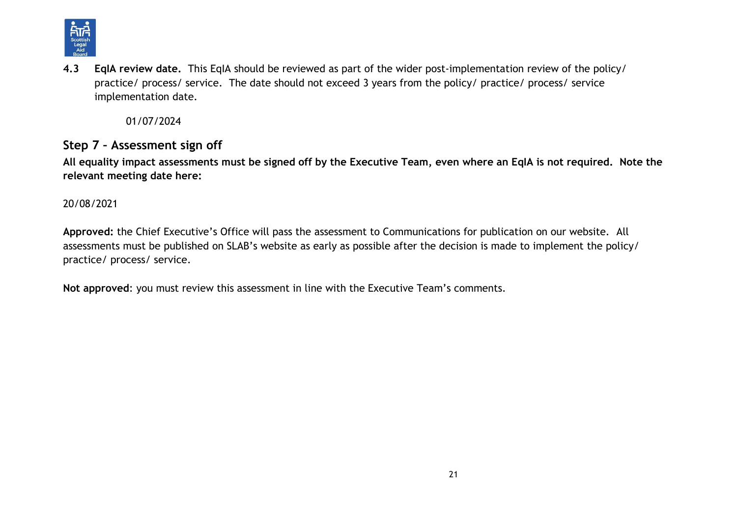**4.3 EqIA review date.** This EqIA should be reviewed as part of the wider post-implementation review of the policy/ practice/ process/ service. The date should not exceed 3 years from the policy/ practice/ process/ service implementation date.

01/07/2024

## Step 7 – Assessment sign off

**All equality impact assessments must be signed off by the Executive Team, even where an EqIA is not required. Note the relevant meeting date here:**

20/08/2021

**Approved:** the Chief Executive's Office will pass the assessment to Communications for publication on our website. All assessments must be published on SLAB's website as early as possible after the decision is made to implement the policy/ practice/ process/ service.

**Not approved**: you must review this assessment in line with the Executive Team's comments.